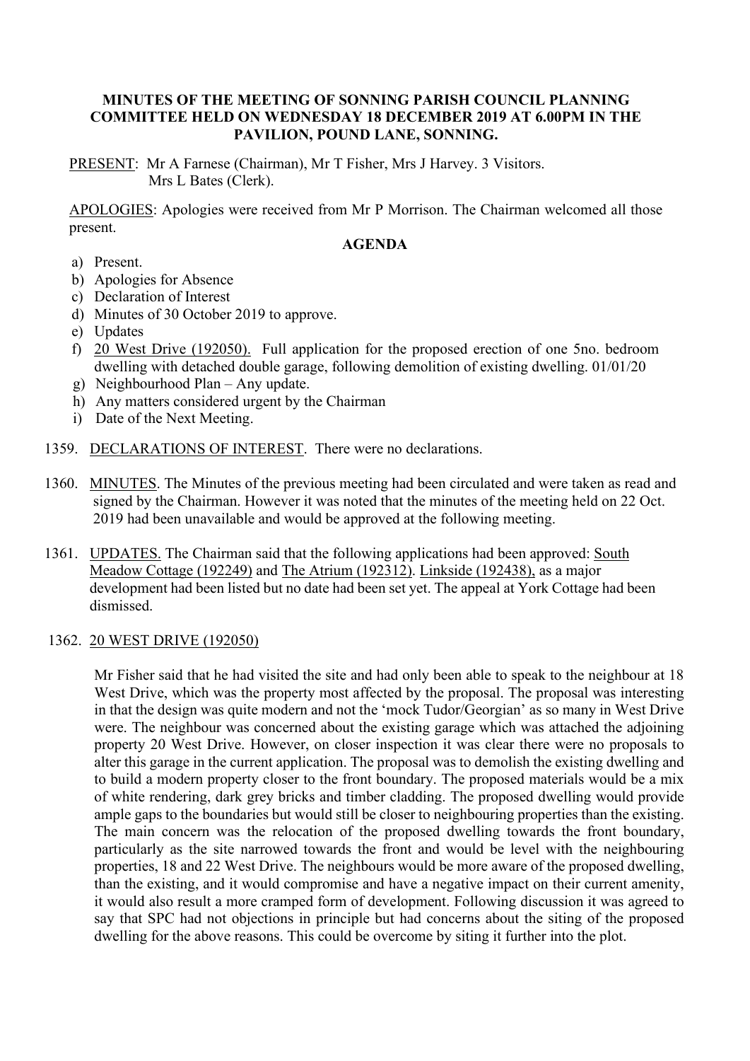**MINUTES OF THE MEETING OF SONNING PARISH COUNCIL PLANNING COMMITTEE HELD ON WEDNESDAY 18 DECEMBER 2019 AT 6.00PM IN THE PAVILION, POUND LANE, SONNING.**

PRESENT: Mr A Farnese (Chairman), Mr T Fisher, Mrs J Harvey. 3 Visitors. Mrs L Bates (Clerk).

APOLOGIES: Apologies were received from Mr P Morrison. The Chairman welcomed all those present.

**AGENDA**

a) Present.
b) Apologies for Absence
c) Declaration of Interest
d) Minutes of 30 October 2019 to approve.
e) Updates
f) 20 West Drive (192050). Full application for the proposed erection of one 5no. bedroom dwelling with detached double garage, following demolition of existing dwelling. 01/01/20
g) Neighbourhood Plan – Any update.
h) Any matters considered urgent by the Chairman
i) Date of the Next Meeting.

1359. DECLARATIONS OF INTEREST. There were no declarations.

1360. MINUTES. The Minutes of the previous meeting had been circulated and were taken as read and signed by the Chairman. However it was noted that the minutes of the meeting held on 22 Oct. 2019 had been unavailable and would be approved at the following meeting.

1361. UPDATES. The Chairman said that the following applications had been approved: South Meadow Cottage (192249) and The Atrium (192312). Linkside (192438), as a major development had been listed but no date had been set yet. The appeal at York Cottage had been dismissed.

1362. 20 WEST DRIVE (192050)

Mr Fisher said that he had visited the site and had only been able to speak to the neighbour at 18 West Drive, which was the property most affected by the proposal. The proposal was interesting in that the design was quite modern and not the 'mock Tudor/Georgian' as so many in West Drive were. The neighbour was concerned about the existing garage which was attached the adjoining property 20 West Drive. However, on closer inspection it was clear there were no proposals to alter this garage in the current application. The proposal was to demolish the existing dwelling and to build a modern property closer to the front boundary. The proposed materials would be a mix of white rendering, dark grey bricks and timber cladding. The proposed dwelling would provide ample gaps to the boundaries but would still be closer to neighbouring properties than the existing. The main concern was the relocation of the proposed dwelling towards the front boundary, particularly as the site narrowed towards the front and would be level with the neighbouring properties, 18 and 22 West Drive. The neighbours would be more aware of the proposed dwelling, than the existing, and it would compromise and have a negative impact on their current amenity, it would also result a more cramped form of development. Following discussion it was agreed to say that SPC had not objections in principle but had concerns about the siting of the proposed dwelling for the above reasons. This could be overcome by siting it further into the plot.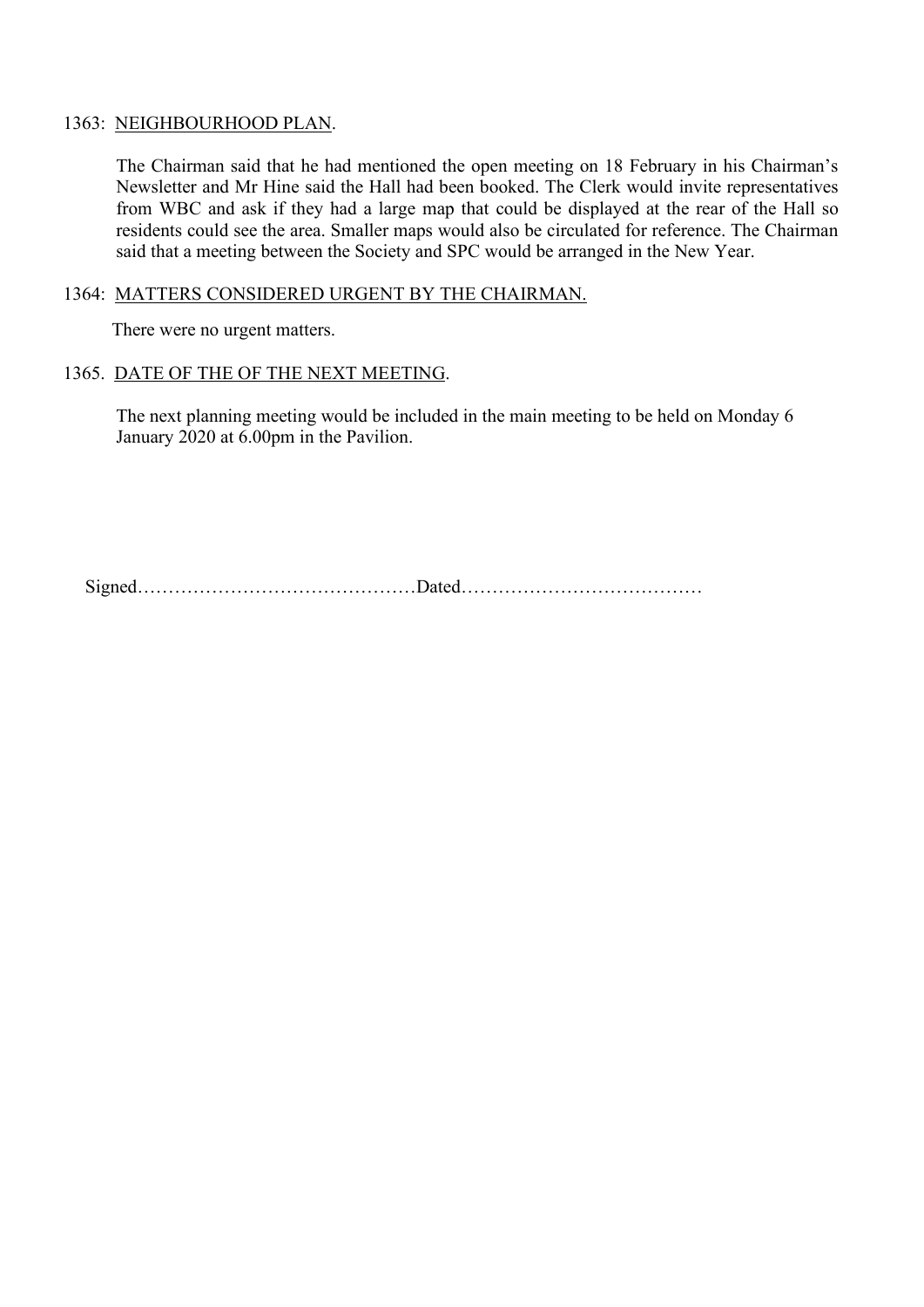1363: <u>NEIGHBOURHOOD PLAN</u>.

The Chairman said that he had mentioned the open meeting on 18 February in his Chairman's Newsletter and Mr Hine said the Hall had been booked. The Clerk would invite representatives from WBC and ask if they had a large map that could be displayed at the rear of the Hall so residents could see the area. Smaller maps would also be circulated for reference. The Chairman said that a meeting between the Society and SPC would be arranged in the New Year.

1364: <u>MATTERS CONSIDERED URGENT BY THE CHAIRMAN.</u>

There were no urgent matters.

1365. <u>DATE OF THE OF THE NEXT MEETING</u>.

The next planning meeting would be included in the main meeting to be held on Monday 6 January 2020 at 6.00pm in the Pavilion.

Signed………………………………………Dated…………………………………